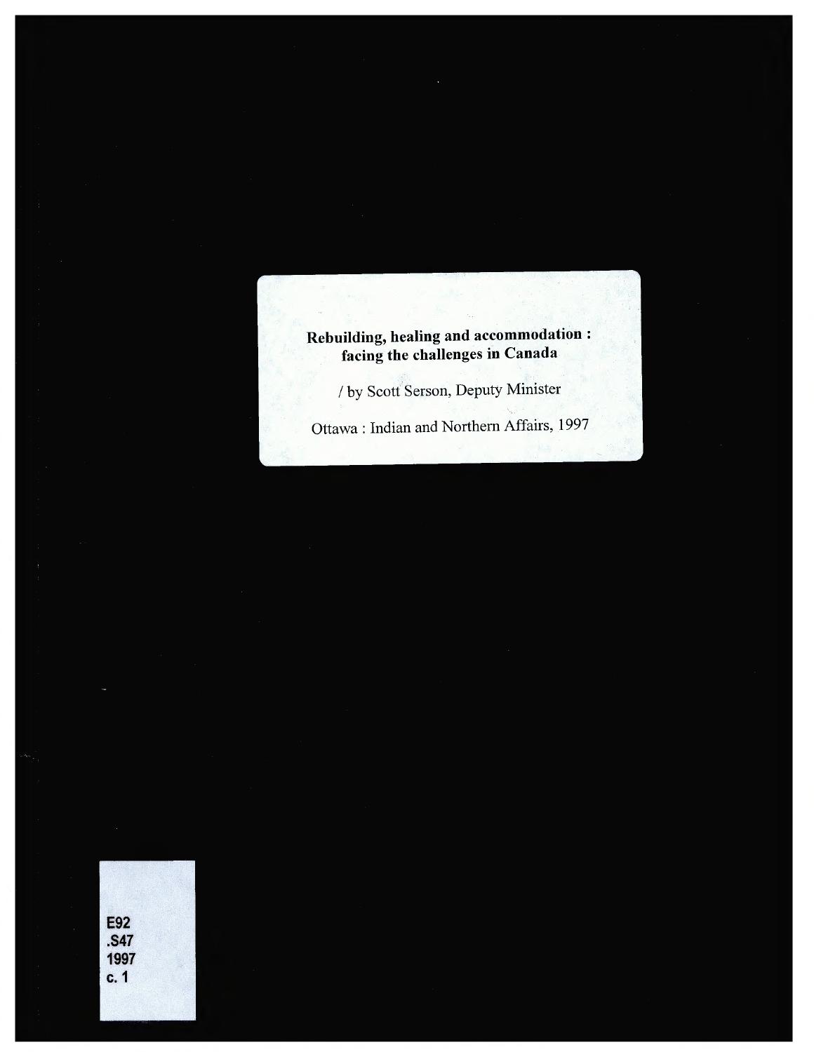**Rebuilding, healing and accommodation : facing the challenges in Canada**

/ by Scott Serson, Deputy Minister

Ottawa : Indian and Northern Affairs, 1997

E92
.S47
1997
c. 1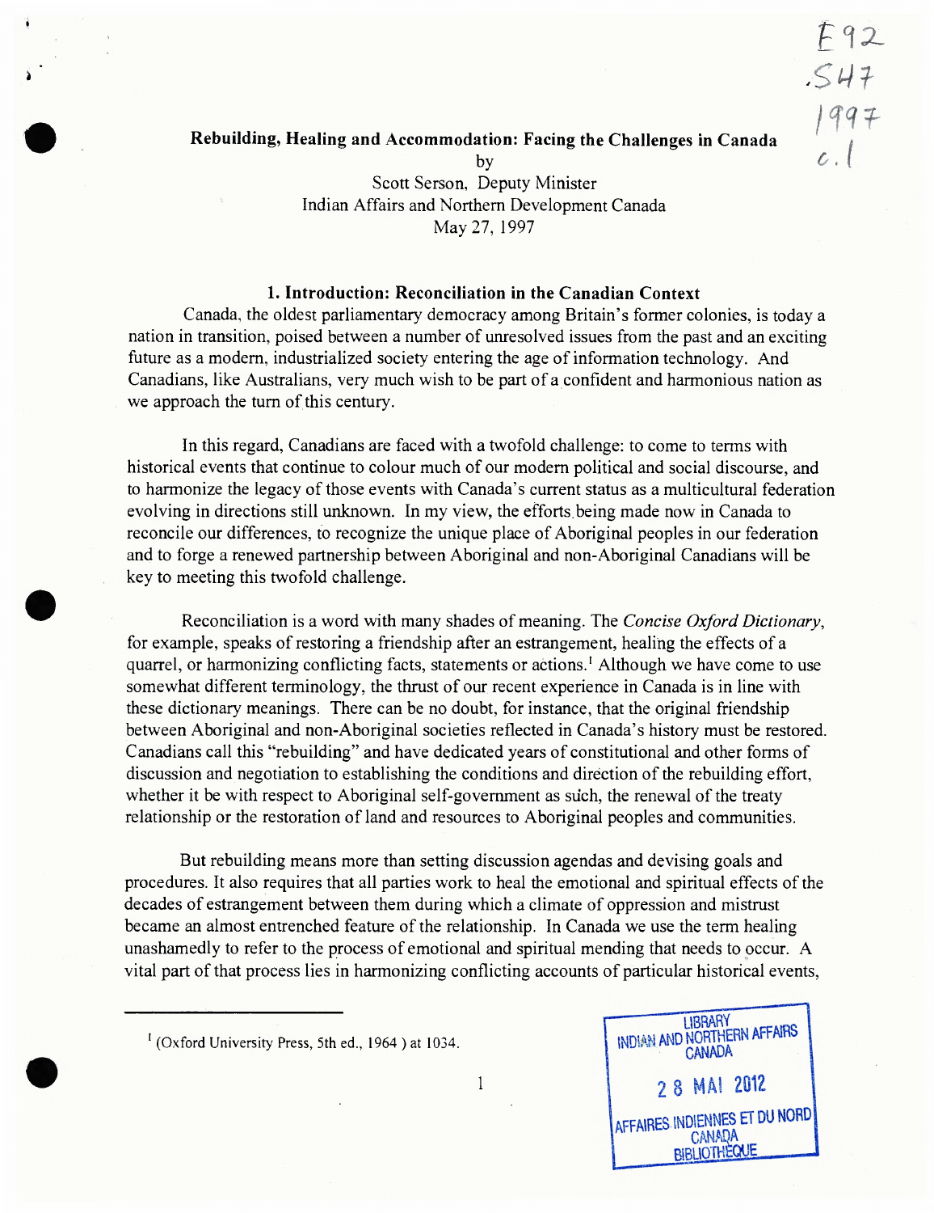# Rebuilding, Healing and Accommodation: Facing the Challenges in Canada

by
Scott Serson, Deputy Minister
Indian Affairs and Northern Development Canada
May 27, 1997

## 1. Introduction: Reconciliation in the Canadian Context

Canada, the oldest parliamentary democracy among Britain's former colonies, is today a nation in transition, poised between a number of unresolved issues from the past and an exciting future as a modern, industrialized society entering the age of information technology. And Canadians, like Australians, very much wish to be part of a confident and harmonious nation as we approach the turn of this century.

In this regard, Canadians are faced with a twofold challenge: to come to terms with historical events that continue to colour much of our modern political and social discourse, and to harmonize the legacy of those events with Canada's current status as a multicultural federation evolving in directions still unknown. In my view, the efforts being made now in Canada to reconcile our differences, to recognize the unique place of Aboriginal peoples in our federation and to forge a renewed partnership between Aboriginal and non-Aboriginal Canadians will be key to meeting this twofold challenge.

Reconciliation is a word with many shades of meaning. The *Concise Oxford Dictionary*, for example, speaks of restoring a friendship after an estrangement, healing the effects of a quarrel, or harmonizing conflicting facts, statements or actions.[1] Although we have come to use somewhat different terminology, the thrust of our recent experience in Canada is in line with these dictionary meanings. There can be no doubt, for instance, that the original friendship between Aboriginal and non-Aboriginal societies reflected in Canada's history must be restored. Canadians call this "rebuilding" and have dedicated years of constitutional and other forms of discussion and negotiation to establishing the conditions and direction of the rebuilding effort, whether it be with respect to Aboriginal self-government as such, the renewal of the treaty relationship or the restoration of land and resources to Aboriginal peoples and communities.

But rebuilding means more than setting discussion agendas and devising goals and procedures. It also requires that all parties work to heal the emotional and spiritual effects of the decades of estrangement between them during which a climate of oppression and mistrust became an almost entrenched feature of the relationship. In Canada we use the term healing unashamedly to refer to the process of emotional and spiritual mending that needs to occur. A vital part of that process lies in harmonizing conflicting accounts of particular historical events,

[1] (Oxford University Press, 5th ed., 1964 ) at 1034.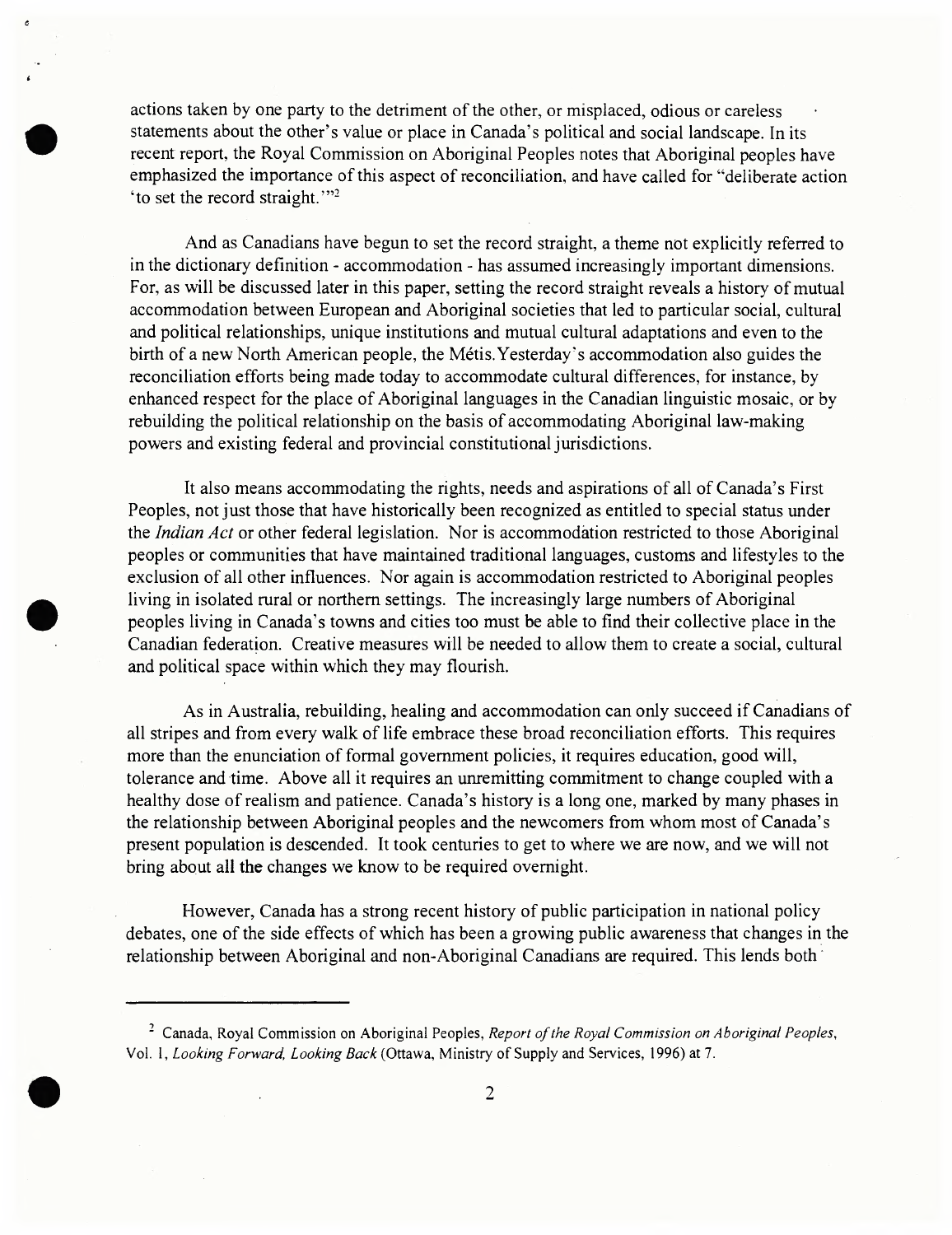actions taken by one party to the detriment of the other, or misplaced, odious or careless statements about the other's value or place in Canada's political and social landscape. In its recent report, the Royal Commission on Aboriginal Peoples notes that Aboriginal peoples have emphasized the importance of this aspect of reconciliation, and have called for "deliberate action 'to set the record straight.'"[2]

And as Canadians have begun to set the record straight, a theme not explicitly referred to in the dictionary definition - accommodation - has assumed increasingly important dimensions. For, as will be discussed later in this paper, setting the record straight reveals a history of mutual accommodation between European and Aboriginal societies that led to particular social, cultural and political relationships, unique institutions and mutual cultural adaptations and even to the birth of a new North American people, the Métis. Yesterday's accommodation also guides the reconciliation efforts being made today to accommodate cultural differences, for instance, by enhanced respect for the place of Aboriginal languages in the Canadian linguistic mosaic, or by rebuilding the political relationship on the basis of accommodating Aboriginal law-making powers and existing federal and provincial constitutional jurisdictions.

It also means accommodating the rights, needs and aspirations of all of Canada's First Peoples, not just those that have historically been recognized as entitled to special status under the *Indian Act* or other federal legislation. Nor is accommodation restricted to those Aboriginal peoples or communities that have maintained traditional languages, customs and lifestyles to the exclusion of all other influences. Nor again is accommodation restricted to Aboriginal peoples living in isolated rural or northern settings. The increasingly large numbers of Aboriginal peoples living in Canada's towns and cities too must be able to find their collective place in the Canadian federation. Creative measures will be needed to allow them to create a social, cultural and political space within which they may flourish.

As in Australia, rebuilding, healing and accommodation can only succeed if Canadians of all stripes and from every walk of life embrace these broad reconciliation efforts. This requires more than the enunciation of formal government policies, it requires education, good will, tolerance and time. Above all it requires an unremitting commitment to change coupled with a healthy dose of realism and patience. Canada's history is a long one, marked by many phases in the relationship between Aboriginal peoples and the newcomers from whom most of Canada's present population is descended. It took centuries to get to where we are now, and we will not bring about all the changes we know to be required overnight.

However, Canada has a strong recent history of public participation in national policy debates, one of the side effects of which has been a growing public awareness that changes in the relationship between Aboriginal and non-Aboriginal Canadians are required. This lends both

---

[2] Canada, Royal Commission on Aboriginal Peoples, *Report of the Royal Commission on Aboriginal Peoples*, Vol. 1, *Looking Forward, Looking Back* (Ottawa, Ministry of Supply and Services, 1996) at 7.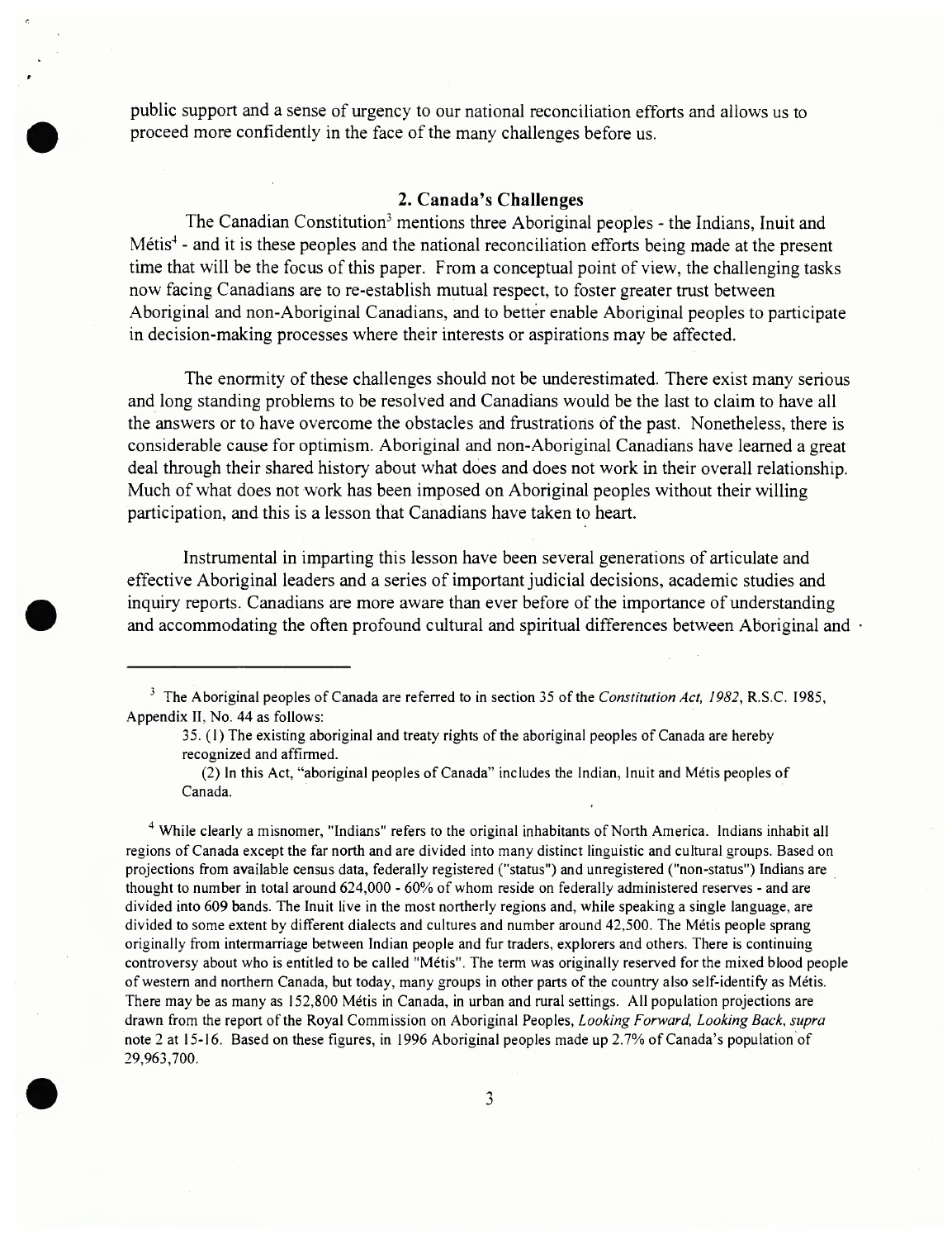public support and a sense of urgency to our national reconciliation efforts and allows us to proceed more confidently in the face of the many challenges before us.

## 2. Canada's Challenges

The Canadian Constitution[3] mentions three Aboriginal peoples - the Indians, Inuit and Métis[4] - and it is these peoples and the national reconciliation efforts being made at the present time that will be the focus of this paper. From a conceptual point of view, the challenging tasks now facing Canadians are to re-establish mutual respect, to foster greater trust between Aboriginal and non-Aboriginal Canadians, and to better enable Aboriginal peoples to participate in decision-making processes where their interests or aspirations may be affected.

The enormity of these challenges should not be underestimated. There exist many serious and long standing problems to be resolved and Canadians would be the last to claim to have all the answers or to have overcome the obstacles and frustrations of the past. Nonetheless, there is considerable cause for optimism. Aboriginal and non-Aboriginal Canadians have learned a great deal through their shared history about what does and does not work in their overall relationship. Much of what does not work has been imposed on Aboriginal peoples without their willing participation, and this is a lesson that Canadians have taken to heart.

Instrumental in imparting this lesson have been several generations of articulate and effective Aboriginal leaders and a series of important judicial decisions, academic studies and inquiry reports. Canadians are more aware than ever before of the importance of understanding and accommodating the often profound cultural and spiritual differences between Aboriginal and

---

[3] The Aboriginal peoples of Canada are referred to in section 35 of the *Constitution Act, 1982*, R.S.C. 1985, Appendix II, No. 44 as follows:

> 35. (1) The existing aboriginal and treaty rights of the aboriginal peoples of Canada are hereby recognized and affirmed.
>
> (2) In this Act, "aboriginal peoples of Canada" includes the Indian, Inuit and Métis peoples of Canada.

[4] While clearly a misnomer, "Indians" refers to the original inhabitants of North America. Indians inhabit all regions of Canada except the far north and are divided into many distinct linguistic and cultural groups. Based on projections from available census data, federally registered ("status") and unregistered ("non-status") Indians are thought to number in total around 624,000 - 60% of whom reside on federally administered reserves - and are divided into 609 bands. The Inuit live in the most northerly regions and, while speaking a single language, are divided to some extent by different dialects and cultures and number around 42,500. The Métis people sprang originally from intermarriage between Indian people and fur traders, explorers and others. There is continuing controversy about who is entitled to be called "Métis". The term was originally reserved for the mixed blood people of western and northern Canada, but today, many groups in other parts of the country also self-identify as Métis. There may be as many as 152,800 Métis in Canada, in urban and rural settings. All population projections are drawn from the report of the Royal Commission on Aboriginal Peoples, *Looking Forward, Looking Back, supra* note 2 at 15-16. Based on these figures, in 1996 Aboriginal peoples made up 2.7% of Canada's population of 29,963,700.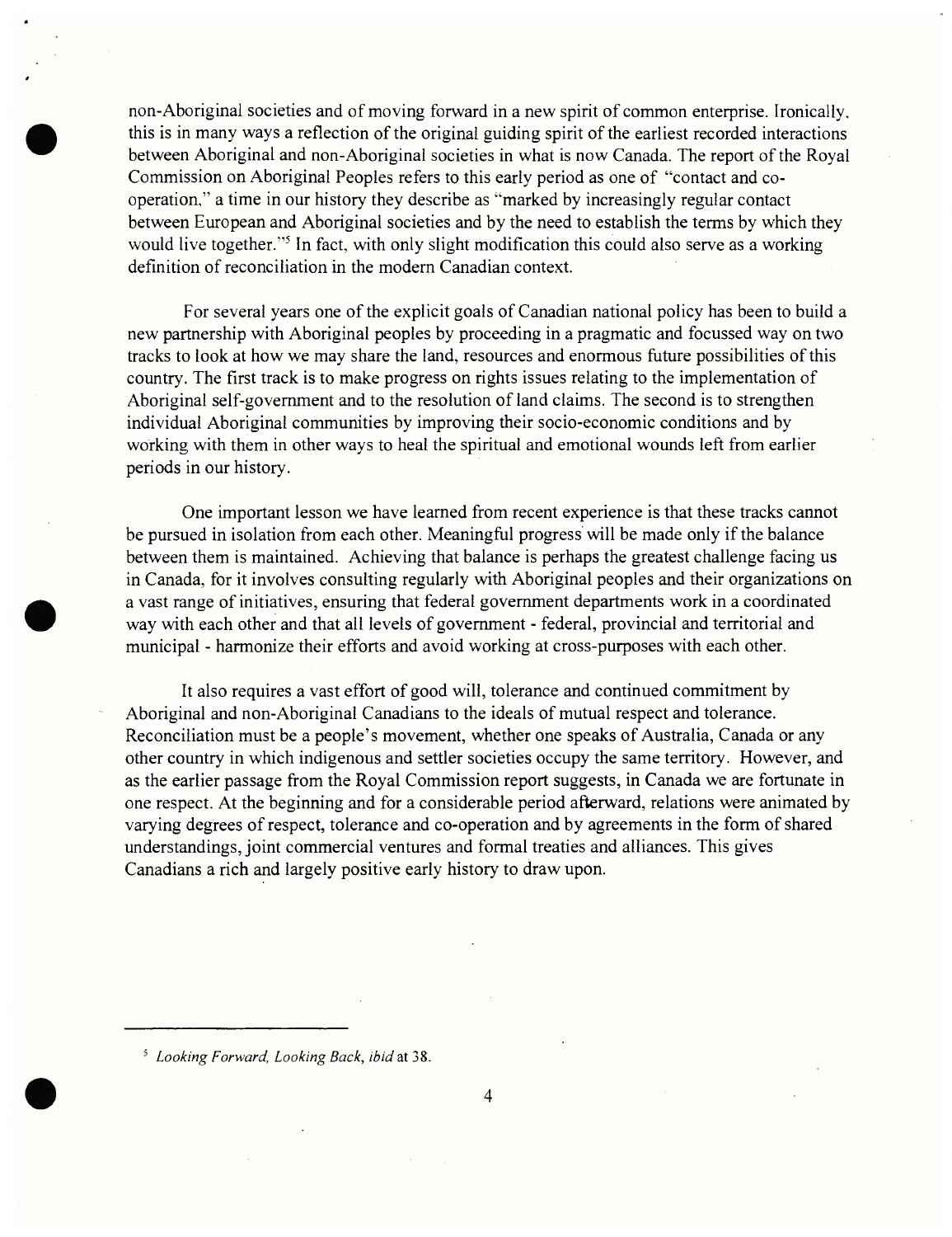non-Aboriginal societies and of moving forward in a new spirit of common enterprise. Ironically, this is in many ways a reflection of the original guiding spirit of the earliest recorded interactions between Aboriginal and non-Aboriginal societies in what is now Canada. The report of the Royal Commission on Aboriginal Peoples refers to this early period as one of "contact and co-operation," a time in our history they describe as "marked by increasingly regular contact between European and Aboriginal societies and by the need to establish the terms by which they would live together."[5] In fact, with only slight modification this could also serve as a working definition of reconciliation in the modern Canadian context.

For several years one of the explicit goals of Canadian national policy has been to build a new partnership with Aboriginal peoples by proceeding in a pragmatic and focussed way on two tracks to look at how we may share the land, resources and enormous future possibilities of this country. The first track is to make progress on rights issues relating to the implementation of Aboriginal self-government and to the resolution of land claims. The second is to strengthen individual Aboriginal communities by improving their socio-economic conditions and by working with them in other ways to heal the spiritual and emotional wounds left from earlier periods in our history.

One important lesson we have learned from recent experience is that these tracks cannot be pursued in isolation from each other. Meaningful progress will be made only if the balance between them is maintained. Achieving that balance is perhaps the greatest challenge facing us in Canada, for it involves consulting regularly with Aboriginal peoples and their organizations on a vast range of initiatives, ensuring that federal government departments work in a coordinated way with each other and that all levels of government - federal, provincial and territorial and municipal - harmonize their efforts and avoid working at cross-purposes with each other.

It also requires a vast effort of good will, tolerance and continued commitment by Aboriginal and non-Aboriginal Canadians to the ideals of mutual respect and tolerance. Reconciliation must be a people's movement, whether one speaks of Australia, Canada or any other country in which indigenous and settler societies occupy the same territory. However, and as the earlier passage from the Royal Commission report suggests, in Canada we are fortunate in one respect. At the beginning and for a considerable period afterward, relations were animated by varying degrees of respect, tolerance and co-operation and by agreements in the form of shared understandings, joint commercial ventures and formal treaties and alliances. This gives Canadians a rich and largely positive early history to draw upon.

---

[5] *Looking Forward, Looking Back*, *ibid* at 38.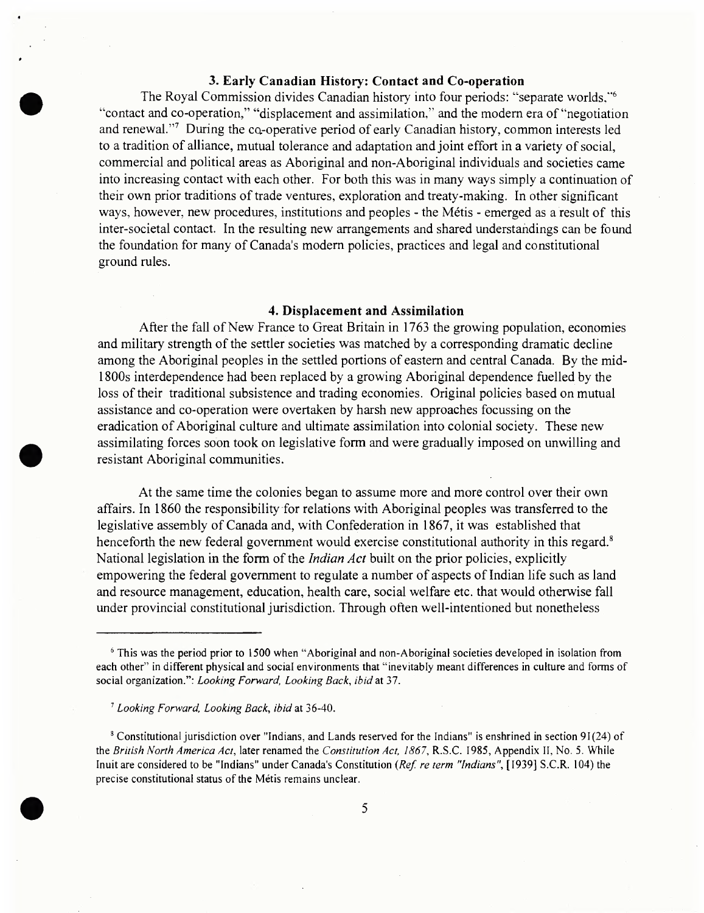## 3. Early Canadian History: Contact and Co-operation

The Royal Commission divides Canadian history into four periods: "separate worlds,"[6] "contact and co-operation," "displacement and assimilation," and the modern era of "negotiation and renewal."[7] During the co-operative period of early Canadian history, common interests led to a tradition of alliance, mutual tolerance and adaptation and joint effort in a variety of social, commercial and political areas as Aboriginal and non-Aboriginal individuals and societies came into increasing contact with each other. For both this was in many ways simply a continuation of their own prior traditions of trade ventures, exploration and treaty-making. In other significant ways, however, new procedures, institutions and peoples - the Métis - emerged as a result of this inter-societal contact. In the resulting new arrangements and shared understandings can be found the foundation for many of Canada's modern policies, practices and legal and constitutional ground rules.

## 4. Displacement and Assimilation

After the fall of New France to Great Britain in 1763 the growing population, economies and military strength of the settler societies was matched by a corresponding dramatic decline among the Aboriginal peoples in the settled portions of eastern and central Canada. By the mid-1800s interdependence had been replaced by a growing Aboriginal dependence fuelled by the loss of their traditional subsistence and trading economies. Original policies based on mutual assistance and co-operation were overtaken by harsh new approaches focussing on the eradication of Aboriginal culture and ultimate assimilation into colonial society. These new assimilating forces soon took on legislative form and were gradually imposed on unwilling and resistant Aboriginal communities.

At the same time the colonies began to assume more and more control over their own affairs. In 1860 the responsibility for relations with Aboriginal peoples was transferred to the legislative assembly of Canada and, with Confederation in 1867, it was established that henceforth the new federal government would exercise constitutional authority in this regard.[8] National legislation in the form of the *Indian Act* built on the prior policies, explicitly empowering the federal government to regulate a number of aspects of Indian life such as land and resource management, education, health care, social welfare etc. that would otherwise fall under provincial constitutional jurisdiction. Through often well-intentioned but nonetheless

---

[6] This was the period prior to 1500 when "Aboriginal and non-Aboriginal societies developed in isolation from each other" in different physical and social environments that "inevitably meant differences in culture and forms of social organization.": *Looking Forward, Looking Back*, *ibid* at 37.

[7] *Looking Forward, Looking Back*, *ibid* at 36-40.

[8] Constitutional jurisdiction over "Indians, and Lands reserved for the Indians" is enshrined in section 91(24) of the *British North America Act*, later renamed the *Constitution Act, 1867*, R.S.C. 1985, Appendix II, No. 5. While Inuit are considered to be "Indians" under Canada's Constitution (*Ref. re term "Indians"*, [1939] S.C.R. 104) the precise constitutional status of the Métis remains unclear.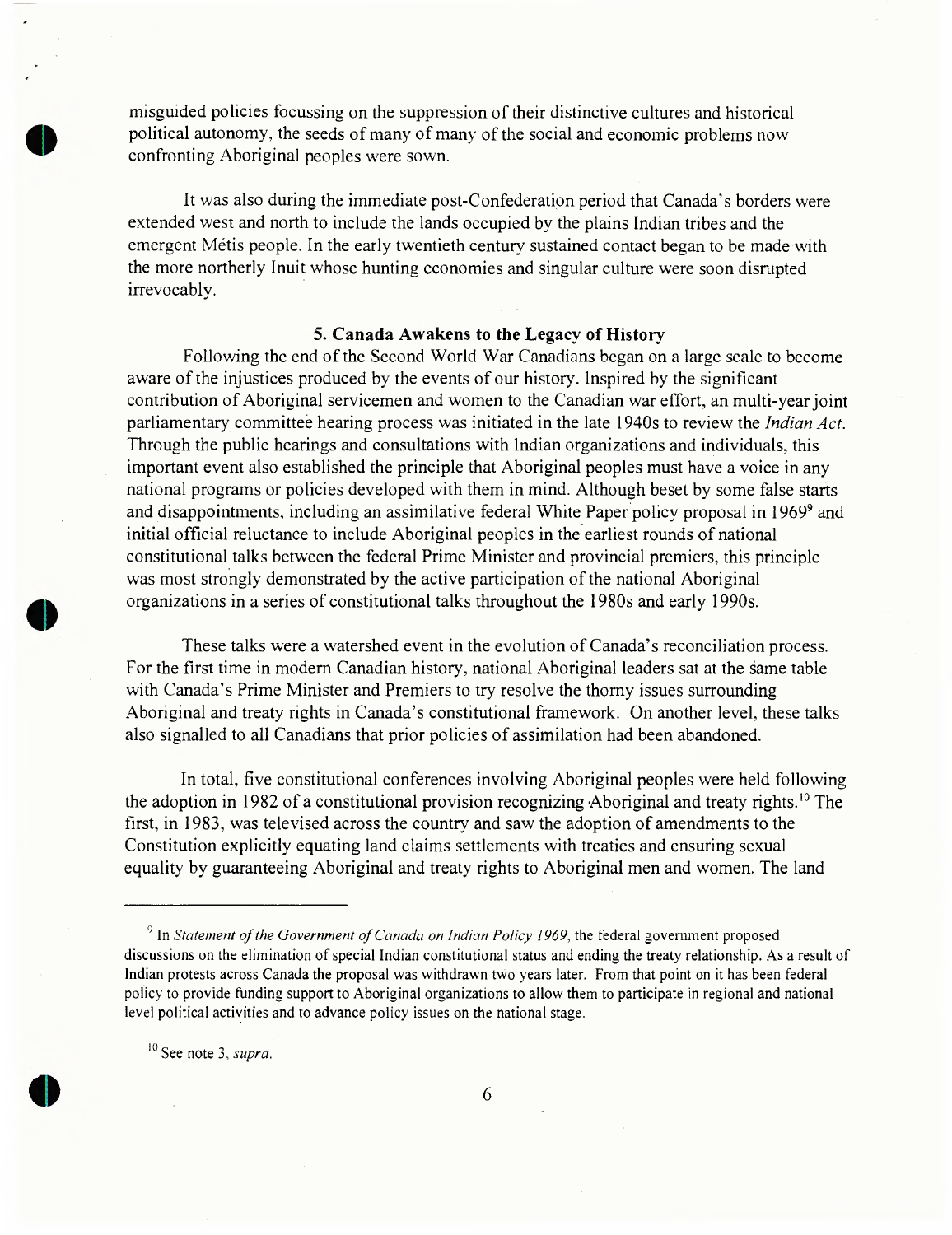misguided policies focussing on the suppression of their distinctive cultures and historical political autonomy, the seeds of many of many of the social and economic problems now confronting Aboriginal peoples were sown.

It was also during the immediate post-Confederation period that Canada's borders were extended west and north to include the lands occupied by the plains Indian tribes and the emergent Métis people. In the early twentieth century sustained contact began to be made with the more northerly Inuit whose hunting economies and singular culture were soon disrupted irrevocably.

## 5. Canada Awakens to the Legacy of History

Following the end of the Second World War Canadians began on a large scale to become aware of the injustices produced by the events of our history. Inspired by the significant contribution of Aboriginal servicemen and women to the Canadian war effort, an multi-year joint parliamentary committee hearing process was initiated in the late 1940s to review the *Indian Act*. Through the public hearings and consultations with Indian organizations and individuals, this important event also established the principle that Aboriginal peoples must have a voice in any national programs or policies developed with them in mind. Although beset by some false starts and disappointments, including an assimilative federal White Paper policy proposal in 1969[9] and initial official reluctance to include Aboriginal peoples in the earliest rounds of national constitutional talks between the federal Prime Minister and provincial premiers, this principle was most strongly demonstrated by the active participation of the national Aboriginal organizations in a series of constitutional talks throughout the 1980s and early 1990s.

These talks were a watershed event in the evolution of Canada's reconciliation process. For the first time in modern Canadian history, national Aboriginal leaders sat at the same table with Canada's Prime Minister and Premiers to try resolve the thorny issues surrounding Aboriginal and treaty rights in Canada's constitutional framework. On another level, these talks also signalled to all Canadians that prior policies of assimilation had been abandoned.

In total, five constitutional conferences involving Aboriginal peoples were held following the adoption in 1982 of a constitutional provision recognizing Aboriginal and treaty rights.[10] The first, in 1983, was televised across the country and saw the adoption of amendments to the Constitution explicitly equating land claims settlements with treaties and ensuring sexual equality by guaranteeing Aboriginal and treaty rights to Aboriginal men and women. The land

---

[9] In *Statement of the Government of Canada on Indian Policy 1969*, the federal government proposed discussions on the elimination of special Indian constitutional status and ending the treaty relationship. As a result of Indian protests across Canada the proposal was withdrawn two years later. From that point on it has been federal policy to provide funding support to Aboriginal organizations to allow them to participate in regional and national level political activities and to advance policy issues on the national stage.

[10] See note 3, *supra*.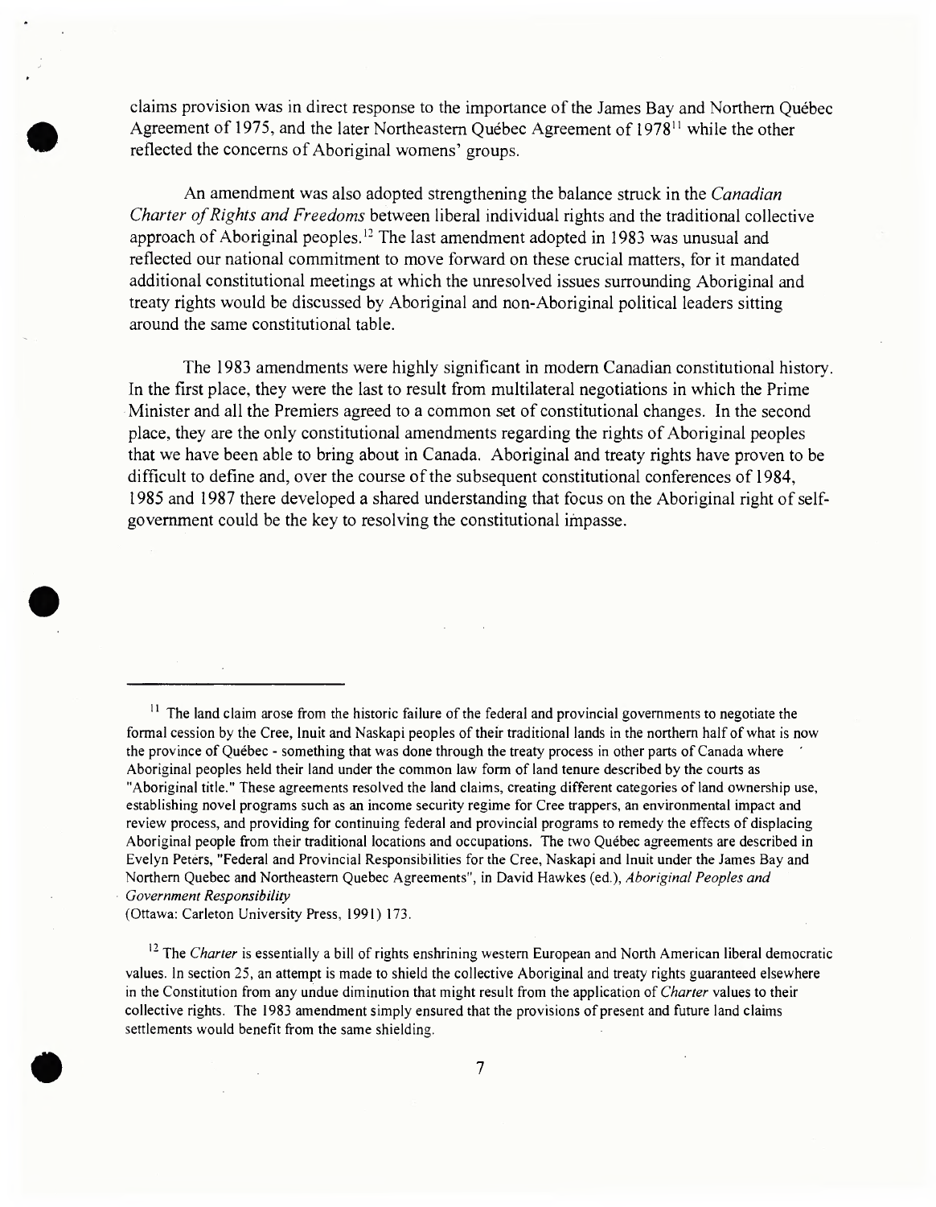claims provision was in direct response to the importance of the James Bay and Northern Québec Agreement of 1975, and the later Northeastern Québec Agreement of 1978[11] while the other reflected the concerns of Aboriginal womens' groups.

An amendment was also adopted strengthening the balance struck in the *Canadian Charter of Rights and Freedoms* between liberal individual rights and the traditional collective approach of Aboriginal peoples.[12] The last amendment adopted in 1983 was unusual and reflected our national commitment to move forward on these crucial matters, for it mandated additional constitutional meetings at which the unresolved issues surrounding Aboriginal and treaty rights would be discussed by Aboriginal and non-Aboriginal political leaders sitting around the same constitutional table.

The 1983 amendments were highly significant in modern Canadian constitutional history. In the first place, they were the last to result from multilateral negotiations in which the Prime Minister and all the Premiers agreed to a common set of constitutional changes. In the second place, they are the only constitutional amendments regarding the rights of Aboriginal peoples that we have been able to bring about in Canada. Aboriginal and treaty rights have proven to be difficult to define and, over the course of the subsequent constitutional conferences of 1984, 1985 and 1987 there developed a shared understanding that focus on the Aboriginal right of self-government could be the key to resolving the constitutional impasse.

---

[11] The land claim arose from the historic failure of the federal and provincial governments to negotiate the formal cession by the Cree, Inuit and Naskapi peoples of their traditional lands in the northern half of what is now the province of Québec - something that was done through the treaty process in other parts of Canada where Aboriginal peoples held their land under the common law form of land tenure described by the courts as "Aboriginal title." These agreements resolved the land claims, creating different categories of land ownership use, establishing novel programs such as an income security regime for Cree trappers, an environmental impact and review process, and providing for continuing federal and provincial programs to remedy the effects of displacing Aboriginal people from their traditional locations and occupations. The two Québec agreements are described in Evelyn Peters, "Federal and Provincial Responsibilities for the Cree, Naskapi and Inuit under the James Bay and Northern Quebec and Northeastern Quebec Agreements", in David Hawkes (ed.), *Aboriginal Peoples and Government Responsibility* (Ottawa: Carleton University Press, 1991) 173.

[12] The *Charter* is essentially a bill of rights enshrining western European and North American liberal democratic values. In section 25, an attempt is made to shield the collective Aboriginal and treaty rights guaranteed elsewhere in the Constitution from any undue diminution that might result from the application of *Charter* values to their collective rights. The 1983 amendment simply ensured that the provisions of present and future land claims settlements would benefit from the same shielding.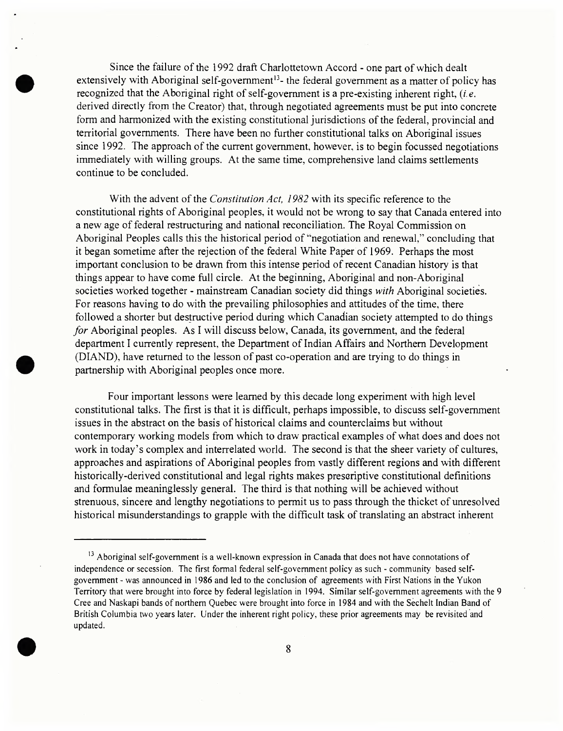Since the failure of the 1992 draft Charlottetown Accord - one part of which dealt extensively with Aboriginal self-government[13]- the federal government as a matter of policy has recognized that the Aboriginal right of self-government is a pre-existing inherent right, (*i.e.* derived directly from the Creator) that, through negotiated agreements must be put into concrete form and harmonized with the existing constitutional jurisdictions of the federal, provincial and territorial governments. There have been no further constitutional talks on Aboriginal issues since 1992. The approach of the current government, however, is to begin focussed negotiations immediately with willing groups. At the same time, comprehensive land claims settlements continue to be concluded.

With the advent of the *Constitution Act, 1982* with its specific reference to the constitutional rights of Aboriginal peoples, it would not be wrong to say that Canada entered into a new age of federal restructuring and national reconciliation. The Royal Commission on Aboriginal Peoples calls this the historical period of "negotiation and renewal," concluding that it began sometime after the rejection of the federal White Paper of 1969. Perhaps the most important conclusion to be drawn from this intense period of recent Canadian history is that things appear to have come full circle. At the beginning, Aboriginal and non-Aboriginal societies worked together - mainstream Canadian society did things *with* Aboriginal societies. For reasons having to do with the prevailing philosophies and attitudes of the time, there followed a shorter but destructive period during which Canadian society attempted to do things *for* Aboriginal peoples. As I will discuss below, Canada, its government, and the federal department I currently represent, the Department of Indian Affairs and Northern Development (DIAND), have returned to the lesson of past co-operation and are trying to do things in partnership with Aboriginal peoples once more.

Four important lessons were learned by this decade long experiment with high level constitutional talks. The first is that it is difficult, perhaps impossible, to discuss self-government issues in the abstract on the basis of historical claims and counterclaims but without contemporary working models from which to draw practical examples of what does and does not work in today's complex and interrelated world. The second is that the sheer variety of cultures, approaches and aspirations of Aboriginal peoples from vastly different regions and with different historically-derived constitutional and legal rights makes prescriptive constitutional definitions and formulae meaninglessly general. The third is that nothing will be achieved without strenuous, sincere and lengthy negotiations to permit us to pass through the thicket of unresolved historical misunderstandings to grapple with the difficult task of translating an abstract inherent

---

[13] Aboriginal self-government is a well-known expression in Canada that does not have connotations of independence or secession. The first formal federal self-government policy as such - community based self-government - was announced in 1986 and led to the conclusion of agreements with First Nations in the Yukon Territory that were brought into force by federal legislation in 1994. Similar self-government agreements with the 9 Cree and Naskapi bands of northern Quebec were brought into force in 1984 and with the Sechelt Indian Band of British Columbia two years later. Under the inherent right policy, these prior agreements may be revisited and updated.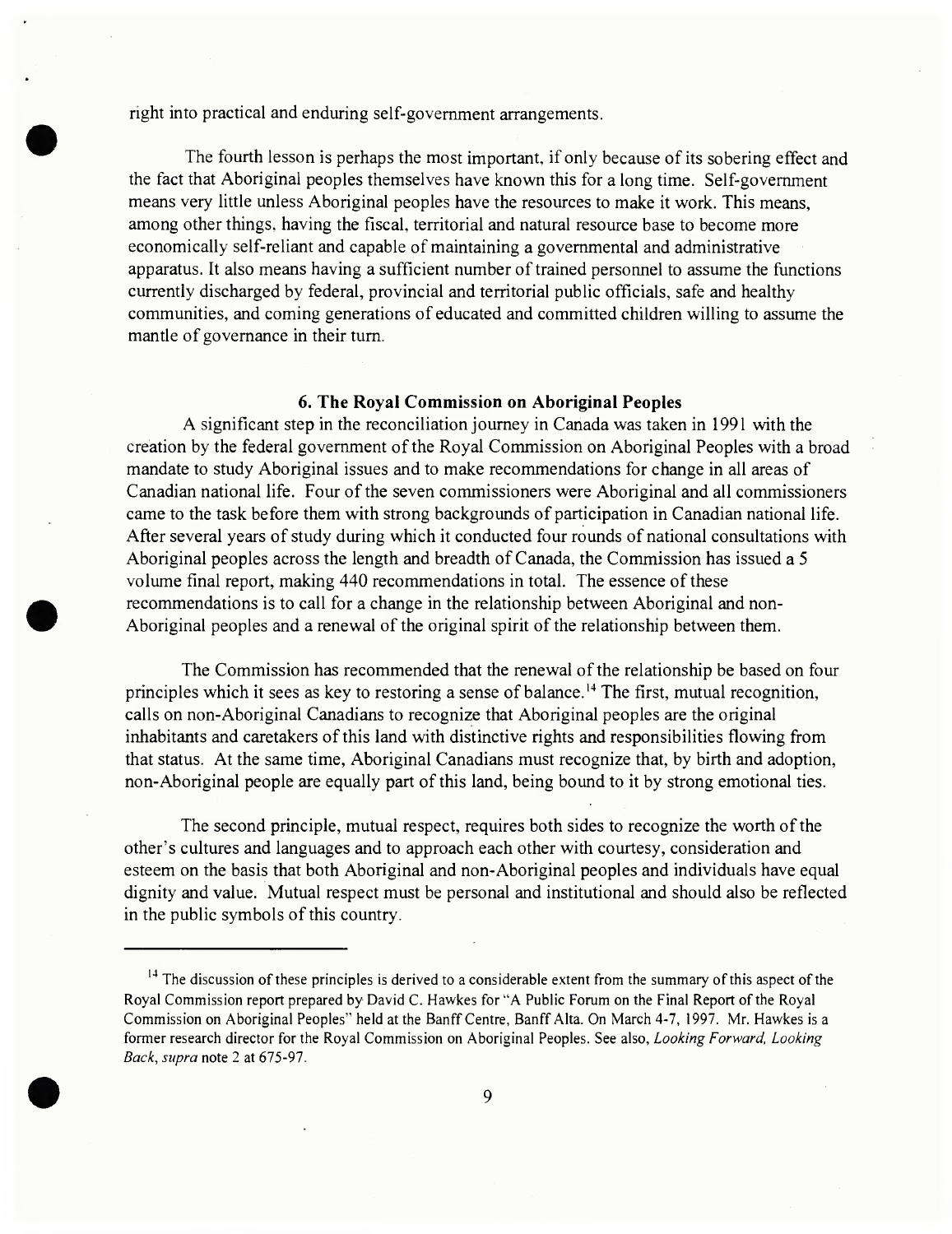right into practical and enduring self-government arrangements.

The fourth lesson is perhaps the most important, if only because of its sobering effect and the fact that Aboriginal peoples themselves have known this for a long time. Self-government means very little unless Aboriginal peoples have the resources to make it work. This means, among other things, having the fiscal, territorial and natural resource base to become more economically self-reliant and capable of maintaining a governmental and administrative apparatus. It also means having a sufficient number of trained personnel to assume the functions currently discharged by federal, provincial and territorial public officials, safe and healthy communities, and coming generations of educated and committed children willing to assume the mantle of governance in their turn.

### 6. The Royal Commission on Aboriginal Peoples

A significant step in the reconciliation journey in Canada was taken in 1991 with the creation by the federal government of the Royal Commission on Aboriginal Peoples with a broad mandate to study Aboriginal issues and to make recommendations for change in all areas of Canadian national life. Four of the seven commissioners were Aboriginal and all commissioners came to the task before them with strong backgrounds of participation in Canadian national life. After several years of study during which it conducted four rounds of national consultations with Aboriginal peoples across the length and breadth of Canada, the Commission has issued a 5 volume final report, making 440 recommendations in total. The essence of these recommendations is to call for a change in the relationship between Aboriginal and non-Aboriginal peoples and a renewal of the original spirit of the relationship between them.

The Commission has recommended that the renewal of the relationship be based on four principles which it sees as key to restoring a sense of balance.[14] The first, mutual recognition, calls on non-Aboriginal Canadians to recognize that Aboriginal peoples are the original inhabitants and caretakers of this land with distinctive rights and responsibilities flowing from that status. At the same time, Aboriginal Canadians must recognize that, by birth and adoption, non-Aboriginal people are equally part of this land, being bound to it by strong emotional ties.

The second principle, mutual respect, requires both sides to recognize the worth of the other's cultures and languages and to approach each other with courtesy, consideration and esteem on the basis that both Aboriginal and non-Aboriginal peoples and individuals have equal dignity and value. Mutual respect must be personal and institutional and should also be reflected in the public symbols of this country.

---

[14] The discussion of these principles is derived to a considerable extent from the summary of this aspect of the Royal Commission report prepared by David C. Hawkes for "A Public Forum on the Final Report of the Royal Commission on Aboriginal Peoples" held at the Banff Centre, Banff Alta. On March 4-7, 1997. Mr. Hawkes is a former research director for the Royal Commission on Aboriginal Peoples. See also, *Looking Forward, Looking Back*, *supra* note 2 at 675-97.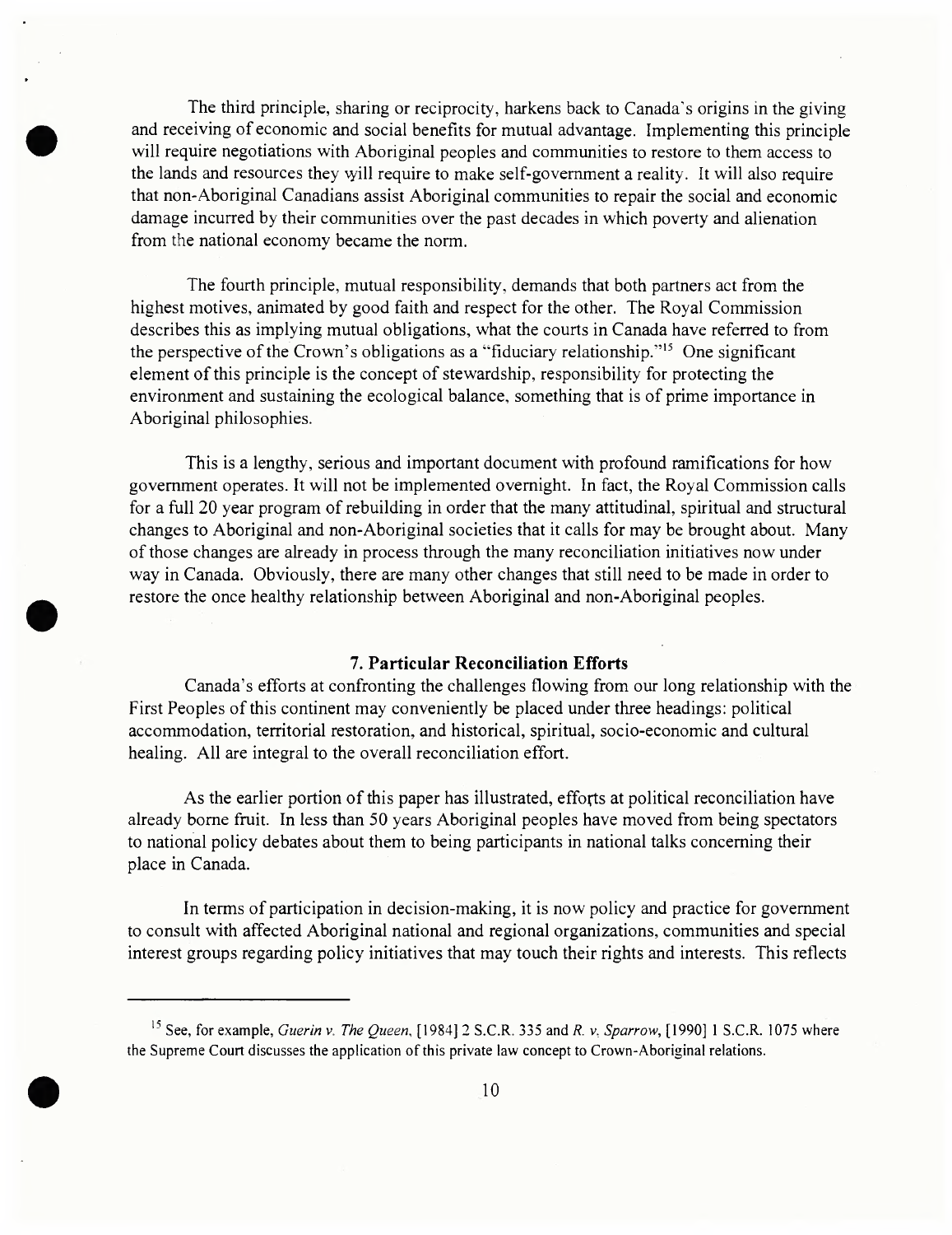The third principle, sharing or reciprocity, harkens back to Canada's origins in the giving and receiving of economic and social benefits for mutual advantage. Implementing this principle will require negotiations with Aboriginal peoples and communities to restore to them access to the lands and resources they will require to make self-government a reality. It will also require that non-Aboriginal Canadians assist Aboriginal communities to repair the social and economic damage incurred by their communities over the past decades in which poverty and alienation from the national economy became the norm.

The fourth principle, mutual responsibility, demands that both partners act from the highest motives, animated by good faith and respect for the other. The Royal Commission describes this as implying mutual obligations, what the courts in Canada have referred to from the perspective of the Crown's obligations as a "fiduciary relationship."[15] One significant element of this principle is the concept of stewardship, responsibility for protecting the environment and sustaining the ecological balance, something that is of prime importance in Aboriginal philosophies.

This is a lengthy, serious and important document with profound ramifications for how government operates. It will not be implemented overnight. In fact, the Royal Commission calls for a full 20 year program of rebuilding in order that the many attitudinal, spiritual and structural changes to Aboriginal and non-Aboriginal societies that it calls for may be brought about. Many of those changes are already in process through the many reconciliation initiatives now under way in Canada. Obviously, there are many other changes that still need to be made in order to restore the once healthy relationship between Aboriginal and non-Aboriginal peoples.

## 7. Particular Reconciliation Efforts

Canada's efforts at confronting the challenges flowing from our long relationship with the First Peoples of this continent may conveniently be placed under three headings: political accommodation, territorial restoration, and historical, spiritual, socio-economic and cultural healing. All are integral to the overall reconciliation effort.

As the earlier portion of this paper has illustrated, efforts at political reconciliation have already borne fruit. In less than 50 years Aboriginal peoples have moved from being spectators to national policy debates about them to being participants in national talks concerning their place in Canada.

In terms of participation in decision-making, it is now policy and practice for government to consult with affected Aboriginal national and regional organizations, communities and special interest groups regarding policy initiatives that may touch their rights and interests. This reflects

---

[15] See, for example, *Guerin v. The Queen*, [1984] 2 S.C.R. 335 and *R. v. Sparrow*, [1990] 1 S.C.R. 1075 where the Supreme Court discusses the application of this private law concept to Crown-Aboriginal relations.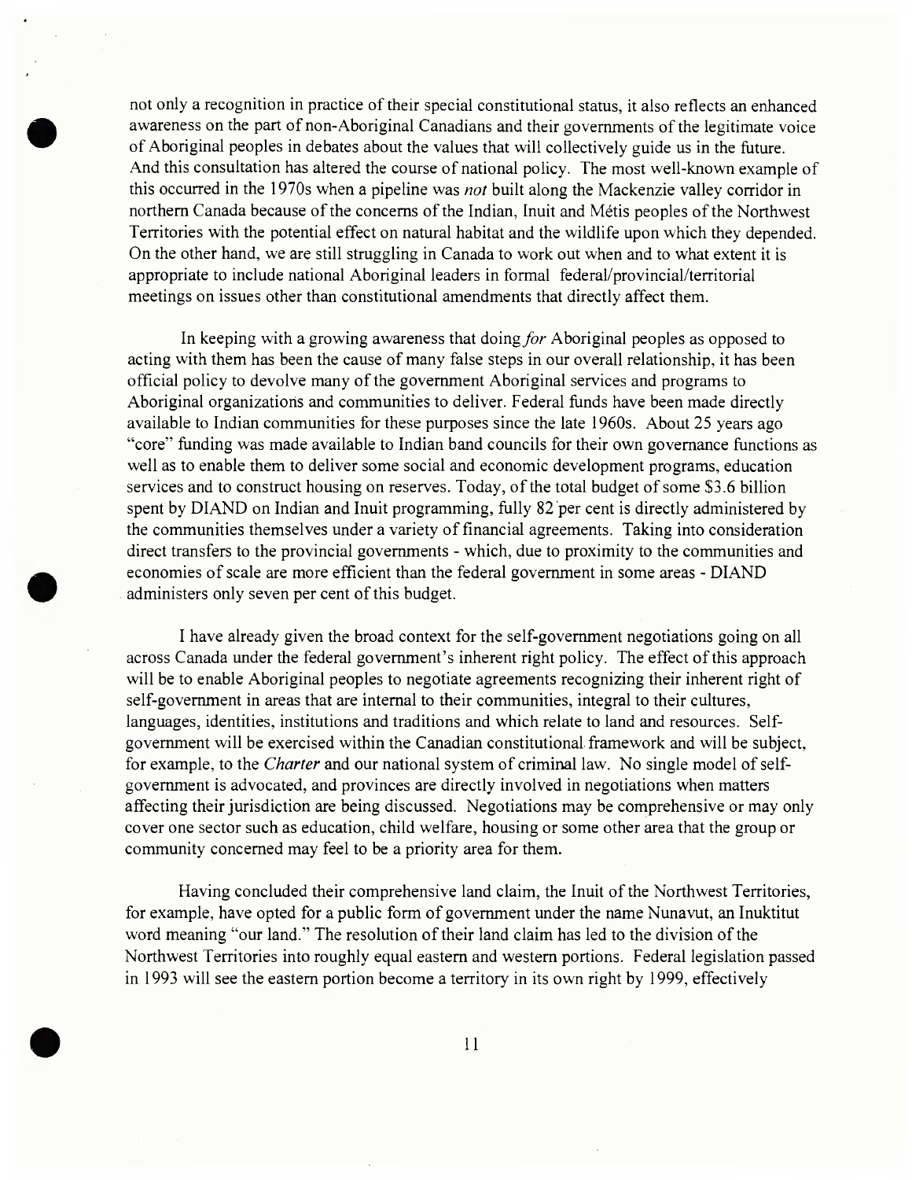not only a recognition in practice of their special constitutional status, it also reflects an enhanced awareness on the part of non-Aboriginal Canadians and their governments of the legitimate voice of Aboriginal peoples in debates about the values that will collectively guide us in the future. And this consultation has altered the course of national policy. The most well-known example of this occurred in the 1970s when a pipeline was *not* built along the Mackenzie valley corridor in northern Canada because of the concerns of the Indian, Inuit and Métis peoples of the Northwest Territories with the potential effect on natural habitat and the wildlife upon which they depended. On the other hand, we are still struggling in Canada to work out when and to what extent it is appropriate to include national Aboriginal leaders in formal federal/provincial/territorial meetings on issues other than constitutional amendments that directly affect them.

In keeping with a growing awareness that doing *for* Aboriginal peoples as opposed to acting with them has been the cause of many false steps in our overall relationship, it has been official policy to devolve many of the government Aboriginal services and programs to Aboriginal organizations and communities to deliver. Federal funds have been made directly available to Indian communities for these purposes since the late 1960s. About 25 years ago "core" funding was made available to Indian band councils for their own governance functions as well as to enable them to deliver some social and economic development programs, education services and to construct housing on reserves. Today, of the total budget of some $3.6 billion spent by DIAND on Indian and Inuit programming, fully 82 per cent is directly administered by the communities themselves under a variety of financial agreements. Taking into consideration direct transfers to the provincial governments - which, due to proximity to the communities and economies of scale are more efficient than the federal government in some areas - DIAND administers only seven per cent of this budget.

I have already given the broad context for the self-government negotiations going on all across Canada under the federal government's inherent right policy. The effect of this approach will be to enable Aboriginal peoples to negotiate agreements recognizing their inherent right of self-government in areas that are internal to their communities, integral to their cultures, languages, identities, institutions and traditions and which relate to land and resources. Self-government will be exercised within the Canadian constitutional framework and will be subject, for example, to the *Charter* and our national system of criminal law. No single model of self-government is advocated, and provinces are directly involved in negotiations when matters affecting their jurisdiction are being discussed. Negotiations may be comprehensive or may only cover one sector such as education, child welfare, housing or some other area that the group or community concerned may feel to be a priority area for them.

Having concluded their comprehensive land claim, the Inuit of the Northwest Territories, for example, have opted for a public form of government under the name Nunavut, an Inuktitut word meaning "our land." The resolution of their land claim has led to the division of the Northwest Territories into roughly equal eastern and western portions. Federal legislation passed in 1993 will see the eastern portion become a territory in its own right by 1999, effectively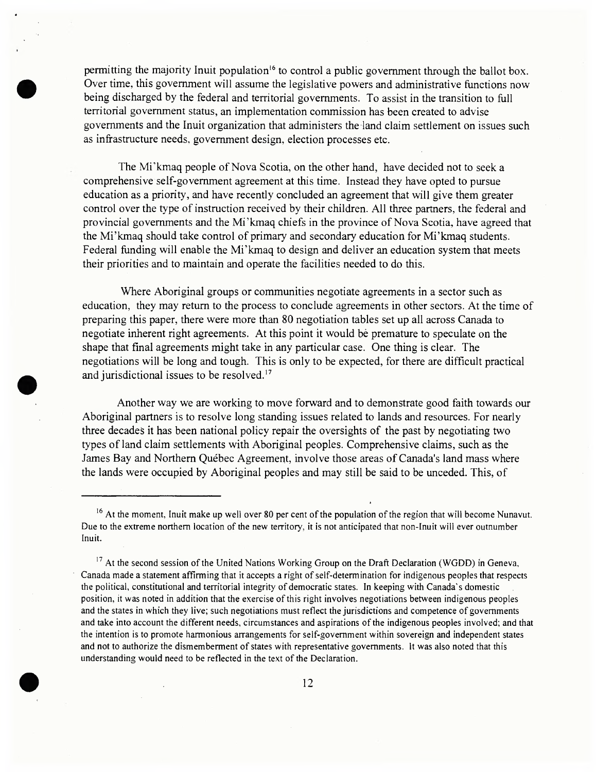permitting the majority Inuit population[16] to control a public government through the ballot box. Over time, this government will assume the legislative powers and administrative functions now being discharged by the federal and territorial governments. To assist in the transition to full territorial government status, an implementation commission has been created to advise governments and the Inuit organization that administers the land claim settlement on issues such as infrastructure needs, government design, election processes etc.

The Mi'kmaq people of Nova Scotia, on the other hand, have decided not to seek a comprehensive self-government agreement at this time. Instead they have opted to pursue education as a priority, and have recently concluded an agreement that will give them greater control over the type of instruction received by their children. All three partners, the federal and provincial governments and the Mi'kmaq chiefs in the province of Nova Scotia, have agreed that the Mi'kmaq should take control of primary and secondary education for Mi'kmaq students. Federal funding will enable the Mi'kmaq to design and deliver an education system that meets their priorities and to maintain and operate the facilities needed to do this.

Where Aboriginal groups or communities negotiate agreements in a sector such as education, they may return to the process to conclude agreements in other sectors. At the time of preparing this paper, there were more than 80 negotiation tables set up all across Canada to negotiate inherent right agreements. At this point it would be premature to speculate on the shape that final agreements might take in any particular case. One thing is clear. The negotiations will be long and tough. This is only to be expected, for there are difficult practical and jurisdictional issues to be resolved.[17]

Another way we are working to move forward and to demonstrate good faith towards our Aboriginal partners is to resolve long standing issues related to lands and resources. For nearly three decades it has been national policy repair the oversights of the past by negotiating two types of land claim settlements with Aboriginal peoples. Comprehensive claims, such as the James Bay and Northern Québec Agreement, involve those areas of Canada's land mass where the lands were occupied by Aboriginal peoples and may still be said to be unceded. This, of

---

[16] At the moment, Inuit make up well over 80 per cent of the population of the region that will become Nunavut. Due to the extreme northern location of the new territory, it is not anticipated that non-Inuit will ever outnumber Inuit.

[17] At the second session of the United Nations Working Group on the Draft Declaration (WGDD) in Geneva, Canada made a statement affirming that it accepts a right of self-determination for indigenous peoples that respects the political, constitutional and territorial integrity of democratic states. In keeping with Canada's domestic position, it was noted in addition that the exercise of this right involves negotiations between indigenous peoples and the states in which they live; such negotiations must reflect the jurisdictions and competence of governments and take into account the different needs, circumstances and aspirations of the indigenous peoples involved; and that the intention is to promote harmonious arrangements for self-government within sovereign and independent states and not to authorize the dismemberment of states with representative governments. It was also noted that this understanding would need to be reflected in the text of the Declaration.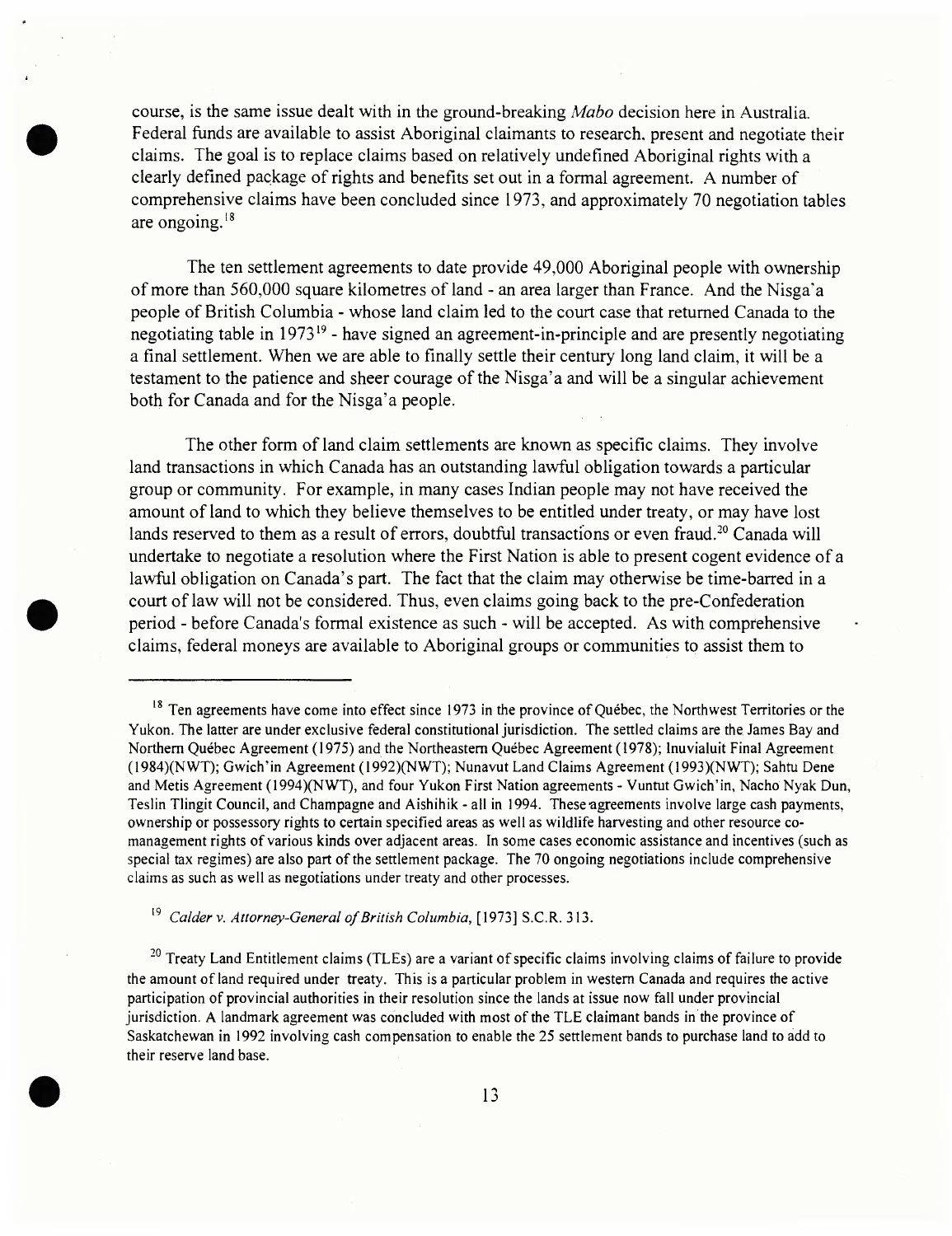course, is the same issue dealt with in the ground-breaking *Mabo* decision here in Australia. Federal funds are available to assist Aboriginal claimants to research, present and negotiate their claims. The goal is to replace claims based on relatively undefined Aboriginal rights with a clearly defined package of rights and benefits set out in a formal agreement. A number of comprehensive claims have been concluded since 1973, and approximately 70 negotiation tables are ongoing.[18]

The ten settlement agreements to date provide 49,000 Aboriginal people with ownership of more than 560,000 square kilometres of land - an area larger than France. And the Nisga'a people of British Columbia - whose land claim led to the court case that returned Canada to the negotiating table in 1973[19] - have signed an agreement-in-principle and are presently negotiating a final settlement. When we are able to finally settle their century long land claim, it will be a testament to the patience and sheer courage of the Nisga'a and will be a singular achievement both for Canada and for the Nisga'a people.

The other form of land claim settlements are known as specific claims. They involve land transactions in which Canada has an outstanding lawful obligation towards a particular group or community. For example, in many cases Indian people may not have received the amount of land to which they believe themselves to be entitled under treaty, or may have lost lands reserved to them as a result of errors, doubtful transactions or even fraud.[20] Canada will undertake to negotiate a resolution where the First Nation is able to present cogent evidence of a lawful obligation on Canada's part. The fact that the claim may otherwise be time-barred in a court of law will not be considered. Thus, even claims going back to the pre-Confederation period - before Canada's formal existence as such - will be accepted. As with comprehensive claims, federal moneys are available to Aboriginal groups or communities to assist them to

---

[18] Ten agreements have come into effect since 1973 in the province of Québec, the Northwest Territories or the Yukon. The latter are under exclusive federal constitutional jurisdiction. The settled claims are the James Bay and Northern Québec Agreement (1975) and the Northeastern Québec Agreement (1978); Inuvialuit Final Agreement (1984)(NWT); Gwich'in Agreement (1992)(NWT); Nunavut Land Claims Agreement (1993)(NWT); Sahtu Dene and Metis Agreement (1994)(NWT), and four Yukon First Nation agreements - Vuntut Gwich'in, Nacho Nyak Dun, Teslin Tlingit Council, and Champagne and Aishihik - all in 1994. These agreements involve large cash payments, ownership or possessory rights to certain specified areas as well as wildlife harvesting and other resource co-management rights of various kinds over adjacent areas. In some cases economic assistance and incentives (such as special tax regimes) are also part of the settlement package. The 70 ongoing negotiations include comprehensive claims as such as well as negotiations under treaty and other processes.

[19] *Calder v. Attorney-General of British Columbia*, [1973] S.C.R. 313.

[20] Treaty Land Entitlement claims (TLEs) are a variant of specific claims involving claims of failure to provide the amount of land required under treaty. This is a particular problem in western Canada and requires the active participation of provincial authorities in their resolution since the lands at issue now fall under provincial jurisdiction. A landmark agreement was concluded with most of the TLE claimant bands in the province of Saskatchewan in 1992 involving cash compensation to enable the 25 settlement bands to purchase land to add to their reserve land base.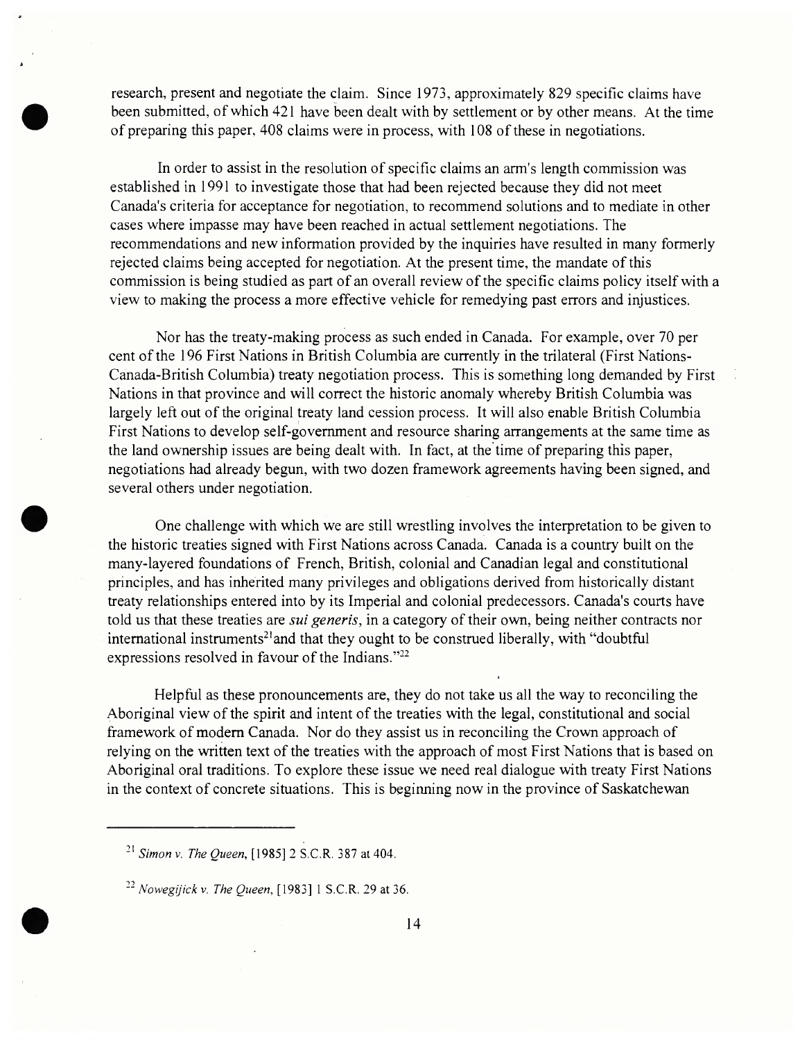research, present and negotiate the claim. Since 1973, approximately 829 specific claims have been submitted, of which 421 have been dealt with by settlement or by other means. At the time of preparing this paper, 408 claims were in process, with 108 of these in negotiations.

In order to assist in the resolution of specific claims an arm's length commission was established in 1991 to investigate those that had been rejected because they did not meet Canada's criteria for acceptance for negotiation, to recommend solutions and to mediate in other cases where impasse may have been reached in actual settlement negotiations. The recommendations and new information provided by the inquiries have resulted in many formerly rejected claims being accepted for negotiation. At the present time, the mandate of this commission is being studied as part of an overall review of the specific claims policy itself with a view to making the process a more effective vehicle for remedying past errors and injustices.

Nor has the treaty-making process as such ended in Canada. For example, over 70 per cent of the 196 First Nations in British Columbia are currently in the trilateral (First Nations-Canada-British Columbia) treaty negotiation process. This is something long demanded by First Nations in that province and will correct the historic anomaly whereby British Columbia was largely left out of the original treaty land cession process. It will also enable British Columbia First Nations to develop self-government and resource sharing arrangements at the same time as the land ownership issues are being dealt with. In fact, at the time of preparing this paper, negotiations had already begun, with two dozen framework agreements having been signed, and several others under negotiation.

One challenge with which we are still wrestling involves the interpretation to be given to the historic treaties signed with First Nations across Canada. Canada is a country built on the many-layered foundations of French, British, colonial and Canadian legal and constitutional principles, and has inherited many privileges and obligations derived from historically distant treaty relationships entered into by its Imperial and colonial predecessors. Canada's courts have told us that these treaties are *sui generis*, in a category of their own, being neither contracts nor international instruments[21] and that they ought to be construed liberally, with "doubtful expressions resolved in favour of the Indians."[22]

Helpful as these pronouncements are, they do not take us all the way to reconciling the Aboriginal view of the spirit and intent of the treaties with the legal, constitutional and social framework of modern Canada. Nor do they assist us in reconciling the Crown approach of relying on the written text of the treaties with the approach of most First Nations that is based on Aboriginal oral traditions. To explore these issue we need real dialogue with treaty First Nations in the context of concrete situations. This is beginning now in the province of Saskatchewan

---

[21] *Simon v. The Queen*, [1985] 2 S.C.R. 387 at 404.

[22] *Nowegijick v. The Queen*, [1983] 1 S.C.R. 29 at 36.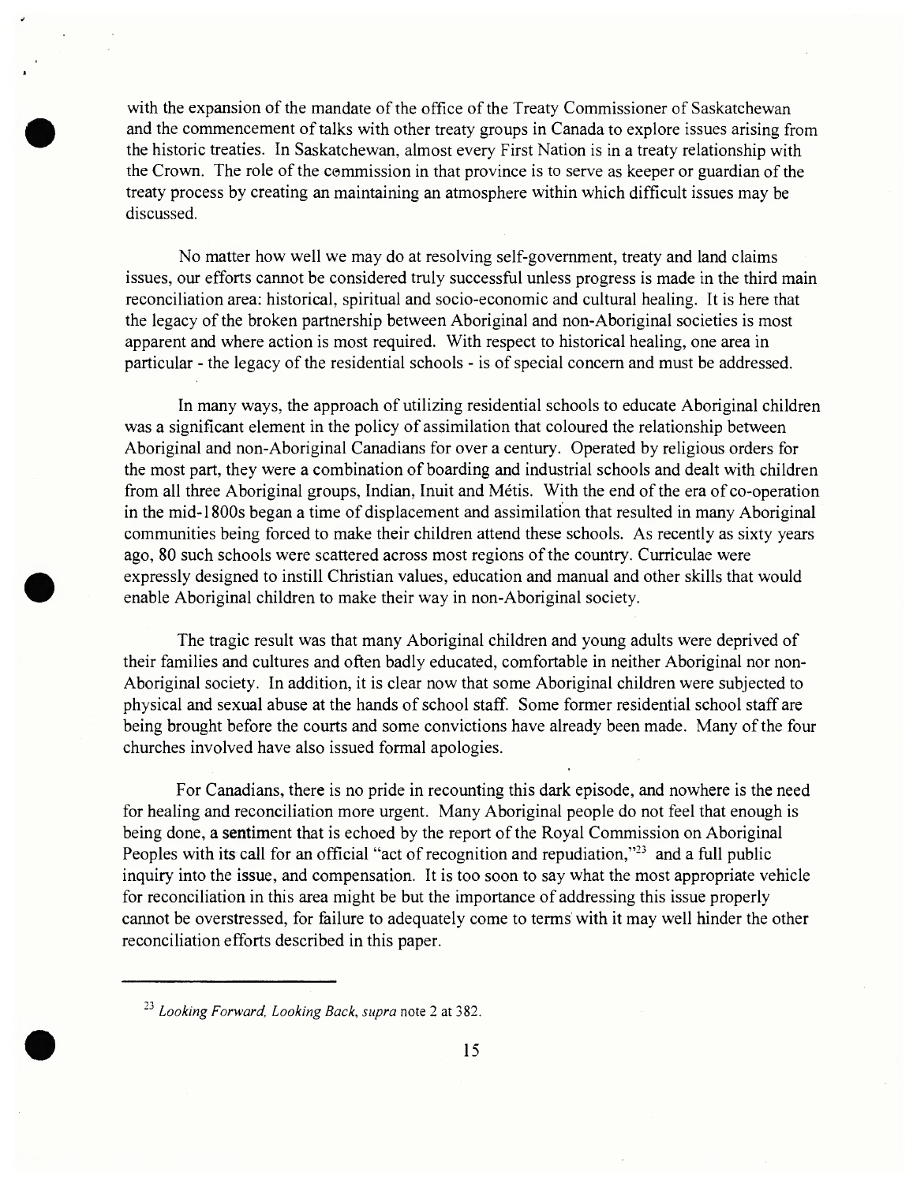with the expansion of the mandate of the office of the Treaty Commissioner of Saskatchewan and the commencement of talks with other treaty groups in Canada to explore issues arising from the historic treaties. In Saskatchewan, almost every First Nation is in a treaty relationship with the Crown. The role of the commission in that province is to serve as keeper or guardian of the treaty process by creating an maintaining an atmosphere within which difficult issues may be discussed.

No matter how well we may do at resolving self-government, treaty and land claims issues, our efforts cannot be considered truly successful unless progress is made in the third main reconciliation area: historical, spiritual and socio-economic and cultural healing. It is here that the legacy of the broken partnership between Aboriginal and non-Aboriginal societies is most apparent and where action is most required. With respect to historical healing, one area in particular - the legacy of the residential schools - is of special concern and must be addressed.

In many ways, the approach of utilizing residential schools to educate Aboriginal children was a significant element in the policy of assimilation that coloured the relationship between Aboriginal and non-Aboriginal Canadians for over a century. Operated by religious orders for the most part, they were a combination of boarding and industrial schools and dealt with children from all three Aboriginal groups, Indian, Inuit and Métis. With the end of the era of co-operation in the mid-1800s began a time of displacement and assimilation that resulted in many Aboriginal communities being forced to make their children attend these schools. As recently as sixty years ago, 80 such schools were scattered across most regions of the country. Curriculae were expressly designed to instill Christian values, education and manual and other skills that would enable Aboriginal children to make their way in non-Aboriginal society.

The tragic result was that many Aboriginal children and young adults were deprived of their families and cultures and often badly educated, comfortable in neither Aboriginal nor non-Aboriginal society. In addition, it is clear now that some Aboriginal children were subjected to physical and sexual abuse at the hands of school staff. Some former residential school staff are being brought before the courts and some convictions have already been made. Many of the four churches involved have also issued formal apologies.

For Canadians, there is no pride in recounting this dark episode, and nowhere is the need for healing and reconciliation more urgent. Many Aboriginal people do not feel that enough is being done, a sentiment that is echoed by the report of the Royal Commission on Aboriginal Peoples with its call for an official "act of recognition and repudiation,"[23] and a full public inquiry into the issue, and compensation. It is too soon to say what the most appropriate vehicle for reconciliation in this area might be but the importance of addressing this issue properly cannot be overstressed, for failure to adequately come to terms with it may well hinder the other reconciliation efforts described in this paper.

---

[23] *Looking Forward, Looking Back*, *supra* note 2 at 382.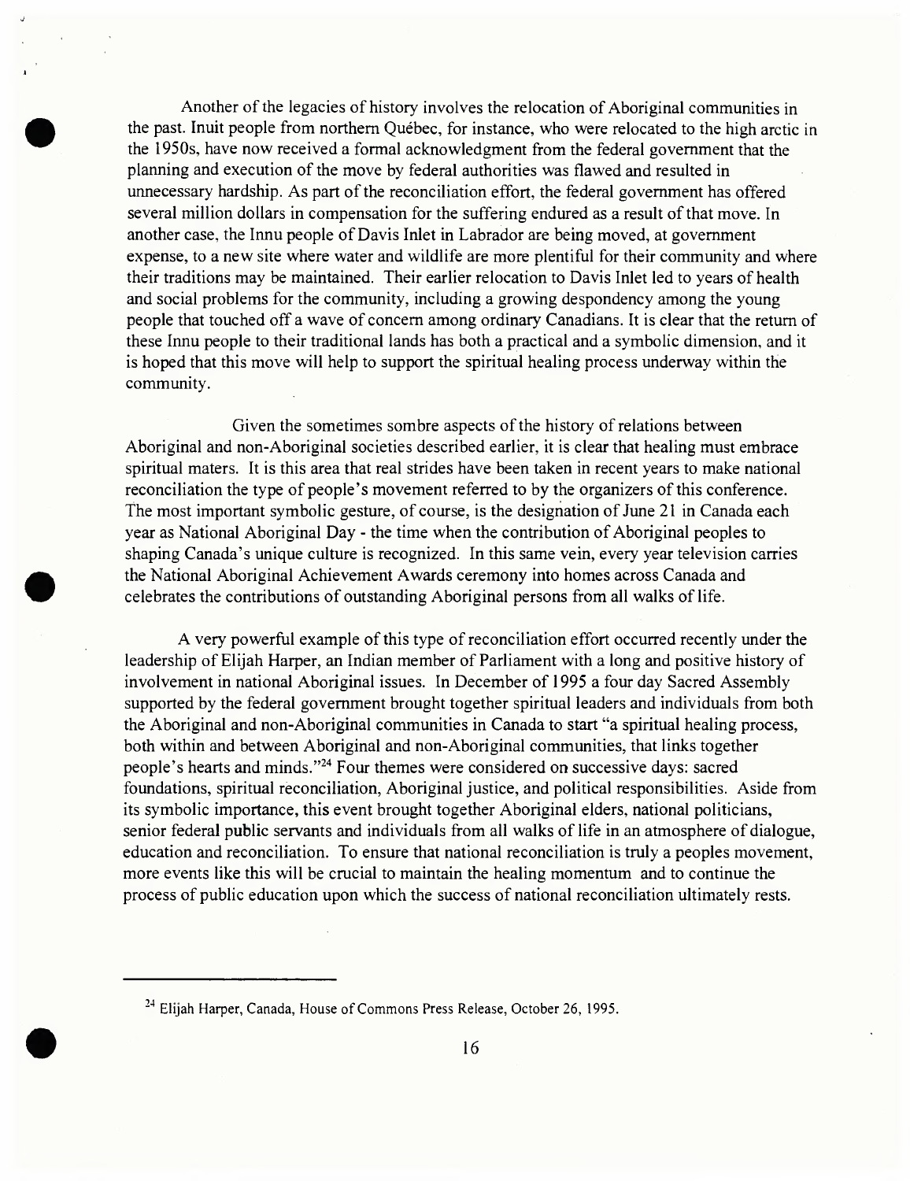Another of the legacies of history involves the relocation of Aboriginal communities in the past. Inuit people from northern Québec, for instance, who were relocated to the high arctic in the 1950s, have now received a formal acknowledgment from the federal government that the planning and execution of the move by federal authorities was flawed and resulted in unnecessary hardship. As part of the reconciliation effort, the federal government has offered several million dollars in compensation for the suffering endured as a result of that move. In another case, the Innu people of Davis Inlet in Labrador are being moved, at government expense, to a new site where water and wildlife are more plentiful for their community and where their traditions may be maintained. Their earlier relocation to Davis Inlet led to years of health and social problems for the community, including a growing despondency among the young people that touched off a wave of concern among ordinary Canadians. It is clear that the return of these Innu people to their traditional lands has both a practical and a symbolic dimension, and it is hoped that this move will help to support the spiritual healing process underway within the community.

Given the sometimes sombre aspects of the history of relations between Aboriginal and non-Aboriginal societies described earlier, it is clear that healing must embrace spiritual maters. It is this area that real strides have been taken in recent years to make national reconciliation the type of people's movement referred to by the organizers of this conference. The most important symbolic gesture, of course, is the designation of June 21 in Canada each year as National Aboriginal Day - the time when the contribution of Aboriginal peoples to shaping Canada's unique culture is recognized. In this same vein, every year television carries the National Aboriginal Achievement Awards ceremony into homes across Canada and celebrates the contributions of outstanding Aboriginal persons from all walks of life.

A very powerful example of this type of reconciliation effort occurred recently under the leadership of Elijah Harper, an Indian member of Parliament with a long and positive history of involvement in national Aboriginal issues. In December of 1995 a four day Sacred Assembly supported by the federal government brought together spiritual leaders and individuals from both the Aboriginal and non-Aboriginal communities in Canada to start "a spiritual healing process, both within and between Aboriginal and non-Aboriginal communities, that links together people's hearts and minds."[24] Four themes were considered on successive days: sacred foundations, spiritual reconciliation, Aboriginal justice, and political responsibilities. Aside from its symbolic importance, this event brought together Aboriginal elders, national politicians, senior federal public servants and individuals from all walks of life in an atmosphere of dialogue, education and reconciliation. To ensure that national reconciliation is truly a peoples movement, more events like this will be crucial to maintain the healing momentum and to continue the process of public education upon which the success of national reconciliation ultimately rests.

---

[24] Elijah Harper, Canada, House of Commons Press Release, October 26, 1995.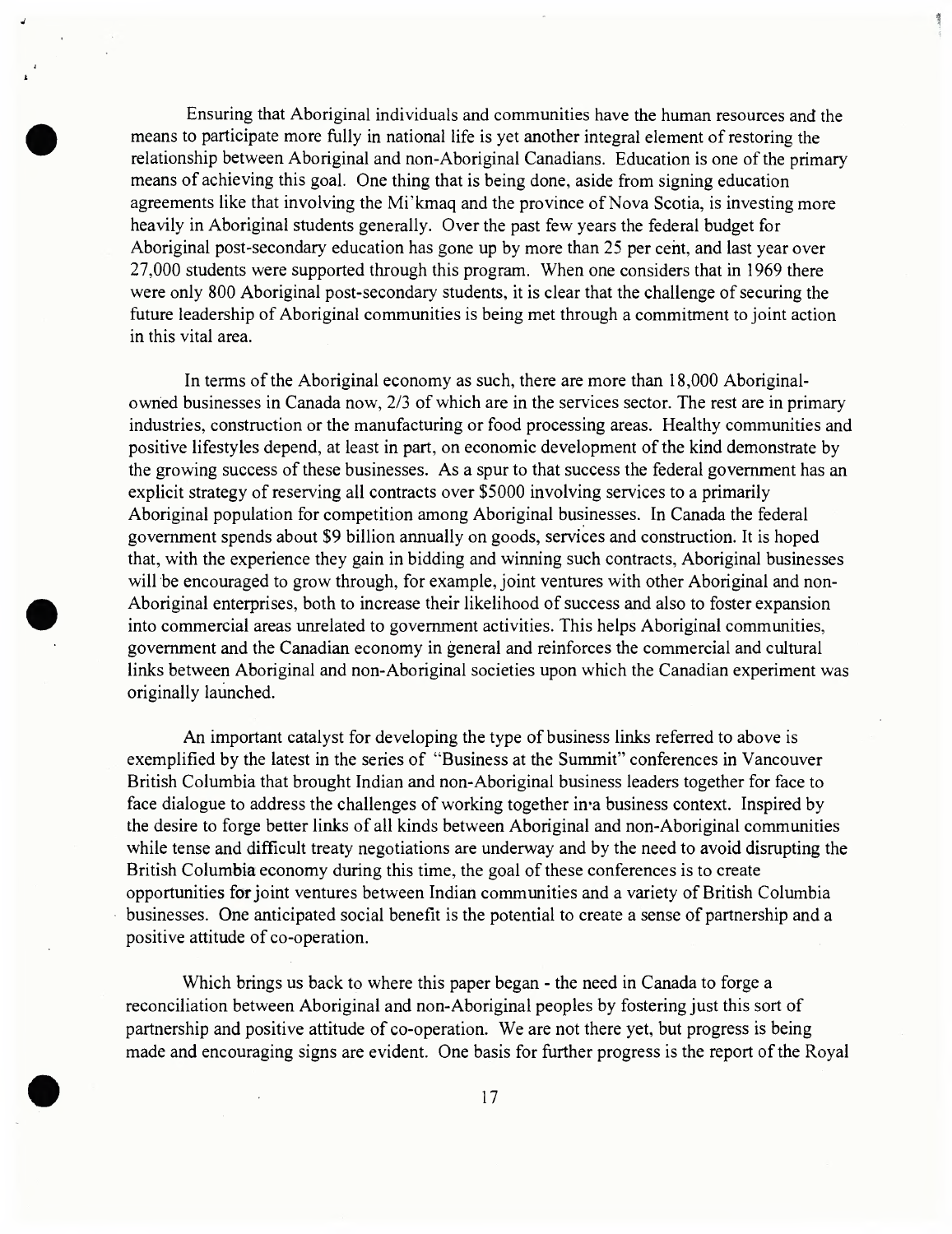Ensuring that Aboriginal individuals and communities have the human resources and the means to participate more fully in national life is yet another integral element of restoring the relationship between Aboriginal and non-Aboriginal Canadians. Education is one of the primary means of achieving this goal. One thing that is being done, aside from signing education agreements like that involving the Mi'kmaq and the province of Nova Scotia, is investing more heavily in Aboriginal students generally. Over the past few years the federal budget for Aboriginal post-secondary education has gone up by more than 25 per cent, and last year over 27,000 students were supported through this program. When one considers that in 1969 there were only 800 Aboriginal post-secondary students, it is clear that the challenge of securing the future leadership of Aboriginal communities is being met through a commitment to joint action in this vital area.

In terms of the Aboriginal economy as such, there are more than 18,000 Aboriginal-owned businesses in Canada now, 2/3 of which are in the services sector. The rest are in primary industries, construction or the manufacturing or food processing areas. Healthy communities and positive lifestyles depend, at least in part, on economic development of the kind demonstrate by the growing success of these businesses. As a spur to that success the federal government has an explicit strategy of reserving all contracts over $5000 involving services to a primarily Aboriginal population for competition among Aboriginal businesses. In Canada the federal government spends about $9 billion annually on goods, services and construction. It is hoped that, with the experience they gain in bidding and winning such contracts, Aboriginal businesses will be encouraged to grow through, for example, joint ventures with other Aboriginal and non-Aboriginal enterprises, both to increase their likelihood of success and also to foster expansion into commercial areas unrelated to government activities. This helps Aboriginal communities, government and the Canadian economy in general and reinforces the commercial and cultural links between Aboriginal and non-Aboriginal societies upon which the Canadian experiment was originally launched.

An important catalyst for developing the type of business links referred to above is exemplified by the latest in the series of "Business at the Summit" conferences in Vancouver British Columbia that brought Indian and non-Aboriginal business leaders together for face to face dialogue to address the challenges of working together in a business context. Inspired by the desire to forge better links of all kinds between Aboriginal and non-Aboriginal communities while tense and difficult treaty negotiations are underway and by the need to avoid disrupting the British Columbia economy during this time, the goal of these conferences is to create opportunities for joint ventures between Indian communities and a variety of British Columbia businesses. One anticipated social benefit is the potential to create a sense of partnership and a positive attitude of co-operation.

Which brings us back to where this paper began - the need in Canada to forge a reconciliation between Aboriginal and non-Aboriginal peoples by fostering just this sort of partnership and positive attitude of co-operation. We are not there yet, but progress is being made and encouraging signs are evident. One basis for further progress is the report of the Royal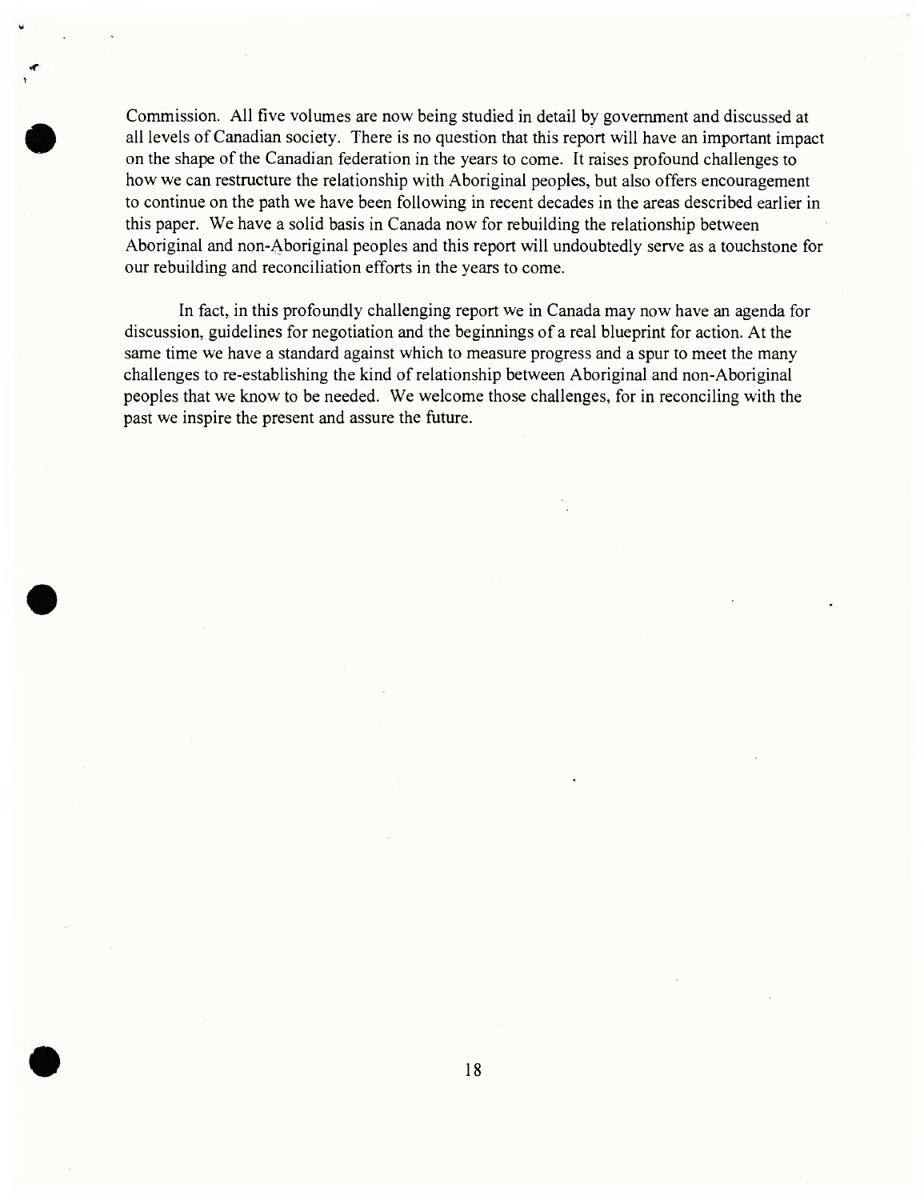Commission. All five volumes are now being studied in detail by government and discussed at all levels of Canadian society. There is no question that this report will have an important impact on the shape of the Canadian federation in the years to come. It raises profound challenges to how we can restructure the relationship with Aboriginal peoples, but also offers encouragement to continue on the path we have been following in recent decades in the areas described earlier in this paper. We have a solid basis in Canada now for rebuilding the relationship between Aboriginal and non-Aboriginal peoples and this report will undoubtedly serve as a touchstone for our rebuilding and reconciliation efforts in the years to come.

In fact, in this profoundly challenging report we in Canada may now have an agenda for discussion, guidelines for negotiation and the beginnings of a real blueprint for action. At the same time we have a standard against which to measure progress and a spur to meet the many challenges to re-establishing the kind of relationship between Aboriginal and non-Aboriginal peoples that we know to be needed. We welcome those challenges, for in reconciling with the past we inspire the present and assure the future.